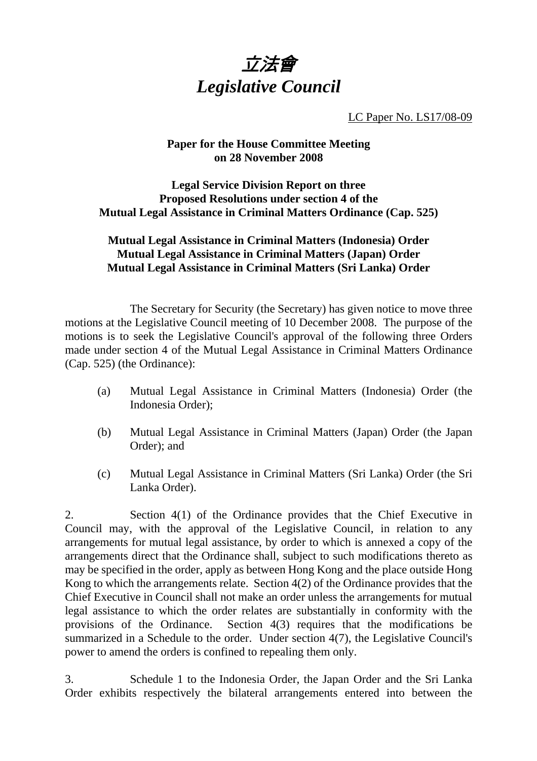# *立法會*
# *Legislative Council*

LC Paper No. LS17/08-09

**Paper for the House Committee Meeting on 28 November 2008**

**Legal Service Division Report on three Proposed Resolutions under section 4 of the Mutual Legal Assistance in Criminal Matters Ordinance (Cap. 525)**

**Mutual Legal Assistance in Criminal Matters (Indonesia) Order**
**Mutual Legal Assistance in Criminal Matters (Japan) Order**
**Mutual Legal Assistance in Criminal Matters (Sri Lanka) Order**

The Secretary for Security (the Secretary) has given notice to move three motions at the Legislative Council meeting of 10 December 2008. The purpose of the motions is to seek the Legislative Council's approval of the following three Orders made under section 4 of the Mutual Legal Assistance in Criminal Matters Ordinance (Cap. 525) (the Ordinance):

(a) Mutual Legal Assistance in Criminal Matters (Indonesia) Order (the Indonesia Order);

(b) Mutual Legal Assistance in Criminal Matters (Japan) Order (the Japan Order); and

(c) Mutual Legal Assistance in Criminal Matters (Sri Lanka) Order (the Sri Lanka Order).

2. Section 4(1) of the Ordinance provides that the Chief Executive in Council may, with the approval of the Legislative Council, in relation to any arrangements for mutual legal assistance, by order to which is annexed a copy of the arrangements direct that the Ordinance shall, subject to such modifications thereto as may be specified in the order, apply as between Hong Kong and the place outside Hong Kong to which the arrangements relate. Section 4(2) of the Ordinance provides that the Chief Executive in Council shall not make an order unless the arrangements for mutual legal assistance to which the order relates are substantially in conformity with the provisions of the Ordinance. Section 4(3) requires that the modifications be summarized in a Schedule to the order. Under section 4(7), the Legislative Council's power to amend the orders is confined to repealing them only.

3. Schedule 1 to the Indonesia Order, the Japan Order and the Sri Lanka Order exhibits respectively the bilateral arrangements entered into between the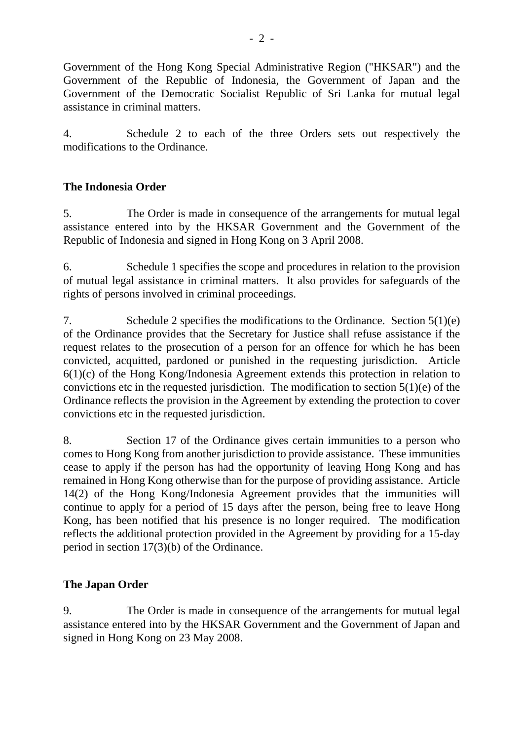Government of the Hong Kong Special Administrative Region ("HKSAR") and the Government of the Republic of Indonesia, the Government of Japan and the Government of the Democratic Socialist Republic of Sri Lanka for mutual legal assistance in criminal matters.

4. Schedule 2 to each of the three Orders sets out respectively the modifications to the Ordinance.

**The Indonesia Order**

5. The Order is made in consequence of the arrangements for mutual legal assistance entered into by the HKSAR Government and the Government of the Republic of Indonesia and signed in Hong Kong on 3 April 2008.

6. Schedule 1 specifies the scope and procedures in relation to the provision of mutual legal assistance in criminal matters. It also provides for safeguards of the rights of persons involved in criminal proceedings.

7. Schedule 2 specifies the modifications to the Ordinance. Section 5(1)(e) of the Ordinance provides that the Secretary for Justice shall refuse assistance if the request relates to the prosecution of a person for an offence for which he has been convicted, acquitted, pardoned or punished in the requesting jurisdiction. Article 6(1)(c) of the Hong Kong/Indonesia Agreement extends this protection in relation to convictions etc in the requested jurisdiction. The modification to section 5(1)(e) of the Ordinance reflects the provision in the Agreement by extending the protection to cover convictions etc in the requested jurisdiction.

8. Section 17 of the Ordinance gives certain immunities to a person who comes to Hong Kong from another jurisdiction to provide assistance. These immunities cease to apply if the person has had the opportunity of leaving Hong Kong and has remained in Hong Kong otherwise than for the purpose of providing assistance. Article 14(2) of the Hong Kong/Indonesia Agreement provides that the immunities will continue to apply for a period of 15 days after the person, being free to leave Hong Kong, has been notified that his presence is no longer required. The modification reflects the additional protection provided in the Agreement by providing for a 15-day period in section 17(3)(b) of the Ordinance.

**The Japan Order**

9. The Order is made in consequence of the arrangements for mutual legal assistance entered into by the HKSAR Government and the Government of Japan and signed in Hong Kong on 23 May 2008.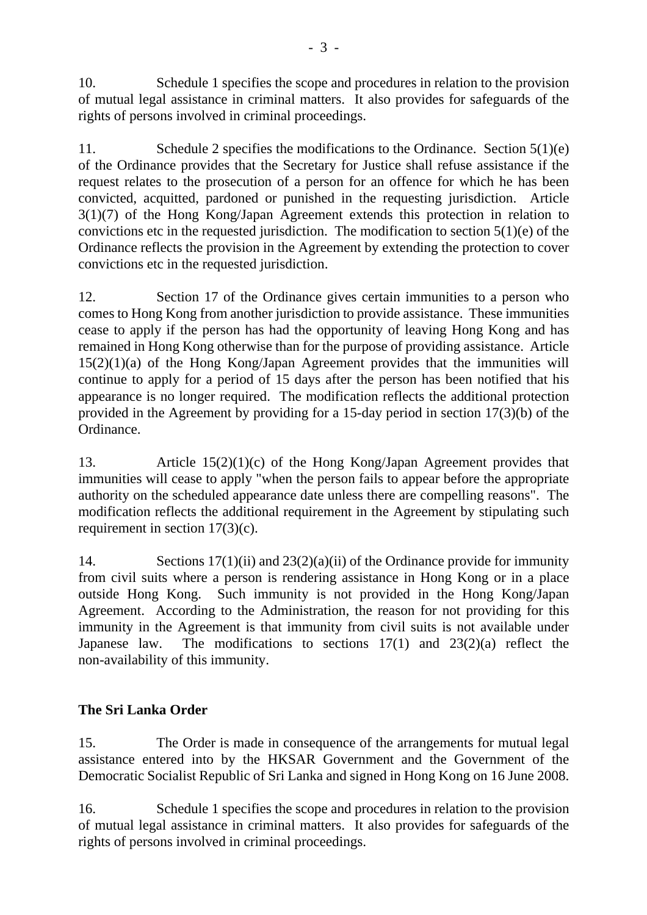10. Schedule 1 specifies the scope and procedures in relation to the provision of mutual legal assistance in criminal matters. It also provides for safeguards of the rights of persons involved in criminal proceedings.

11. Schedule 2 specifies the modifications to the Ordinance. Section 5(1)(e) of the Ordinance provides that the Secretary for Justice shall refuse assistance if the request relates to the prosecution of a person for an offence for which he has been convicted, acquitted, pardoned or punished in the requesting jurisdiction. Article 3(1)(7) of the Hong Kong/Japan Agreement extends this protection in relation to convictions etc in the requested jurisdiction. The modification to section 5(1)(e) of the Ordinance reflects the provision in the Agreement by extending the protection to cover convictions etc in the requested jurisdiction.

12. Section 17 of the Ordinance gives certain immunities to a person who comes to Hong Kong from another jurisdiction to provide assistance. These immunities cease to apply if the person has had the opportunity of leaving Hong Kong and has remained in Hong Kong otherwise than for the purpose of providing assistance. Article 15(2)(1)(a) of the Hong Kong/Japan Agreement provides that the immunities will continue to apply for a period of 15 days after the person has been notified that his appearance is no longer required. The modification reflects the additional protection provided in the Agreement by providing for a 15-day period in section 17(3)(b) of the Ordinance.

13. Article 15(2)(1)(c) of the Hong Kong/Japan Agreement provides that immunities will cease to apply "when the person fails to appear before the appropriate authority on the scheduled appearance date unless there are compelling reasons". The modification reflects the additional requirement in the Agreement by stipulating such requirement in section 17(3)(c).

14. Sections 17(1)(ii) and 23(2)(a)(ii) of the Ordinance provide for immunity from civil suits where a person is rendering assistance in Hong Kong or in a place outside Hong Kong. Such immunity is not provided in the Hong Kong/Japan Agreement. According to the Administration, the reason for not providing for this immunity in the Agreement is that immunity from civil suits is not available under Japanese law. The modifications to sections 17(1) and 23(2)(a) reflect the non-availability of this immunity.

**The Sri Lanka Order**

15. The Order is made in consequence of the arrangements for mutual legal assistance entered into by the HKSAR Government and the Government of the Democratic Socialist Republic of Sri Lanka and signed in Hong Kong on 16 June 2008.

16. Schedule 1 specifies the scope and procedures in relation to the provision of mutual legal assistance in criminal matters. It also provides for safeguards of the rights of persons involved in criminal proceedings.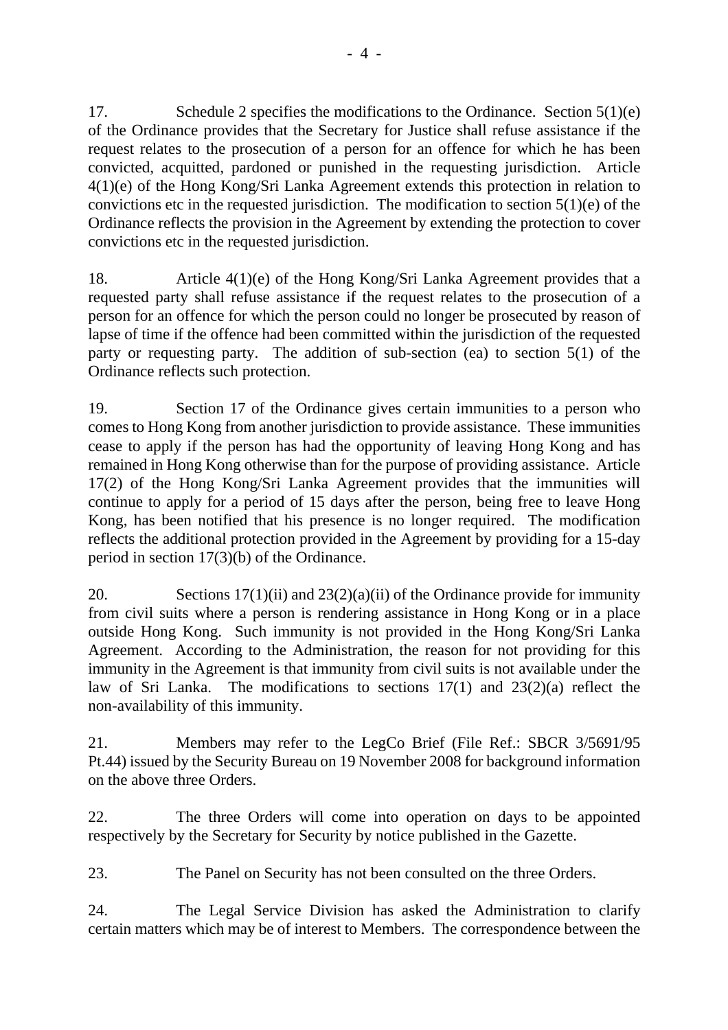17. Schedule 2 specifies the modifications to the Ordinance. Section 5(1)(e) of the Ordinance provides that the Secretary for Justice shall refuse assistance if the request relates to the prosecution of a person for an offence for which he has been convicted, acquitted, pardoned or punished in the requesting jurisdiction. Article 4(1)(e) of the Hong Kong/Sri Lanka Agreement extends this protection in relation to convictions etc in the requested jurisdiction. The modification to section 5(1)(e) of the Ordinance reflects the provision in the Agreement by extending the protection to cover convictions etc in the requested jurisdiction.

18. Article 4(1)(e) of the Hong Kong/Sri Lanka Agreement provides that a requested party shall refuse assistance if the request relates to the prosecution of a person for an offence for which the person could no longer be prosecuted by reason of lapse of time if the offence had been committed within the jurisdiction of the requested party or requesting party. The addition of sub-section (ea) to section 5(1) of the Ordinance reflects such protection.

19. Section 17 of the Ordinance gives certain immunities to a person who comes to Hong Kong from another jurisdiction to provide assistance. These immunities cease to apply if the person has had the opportunity of leaving Hong Kong and has remained in Hong Kong otherwise than for the purpose of providing assistance. Article 17(2) of the Hong Kong/Sri Lanka Agreement provides that the immunities will continue to apply for a period of 15 days after the person, being free to leave Hong Kong, has been notified that his presence is no longer required. The modification reflects the additional protection provided in the Agreement by providing for a 15-day period in section 17(3)(b) of the Ordinance.

20. Sections 17(1)(ii) and 23(2)(a)(ii) of the Ordinance provide for immunity from civil suits where a person is rendering assistance in Hong Kong or in a place outside Hong Kong. Such immunity is not provided in the Hong Kong/Sri Lanka Agreement. According to the Administration, the reason for not providing for this immunity in the Agreement is that immunity from civil suits is not available under the law of Sri Lanka. The modifications to sections 17(1) and 23(2)(a) reflect the non-availability of this immunity.

21. Members may refer to the LegCo Brief (File Ref.: SBCR 3/5691/95 Pt.44) issued by the Security Bureau on 19 November 2008 for background information on the above three Orders.

22. The three Orders will come into operation on days to be appointed respectively by the Secretary for Security by notice published in the Gazette.

23. The Panel on Security has not been consulted on the three Orders.

24. The Legal Service Division has asked the Administration to clarify certain matters which may be of interest to Members. The correspondence between the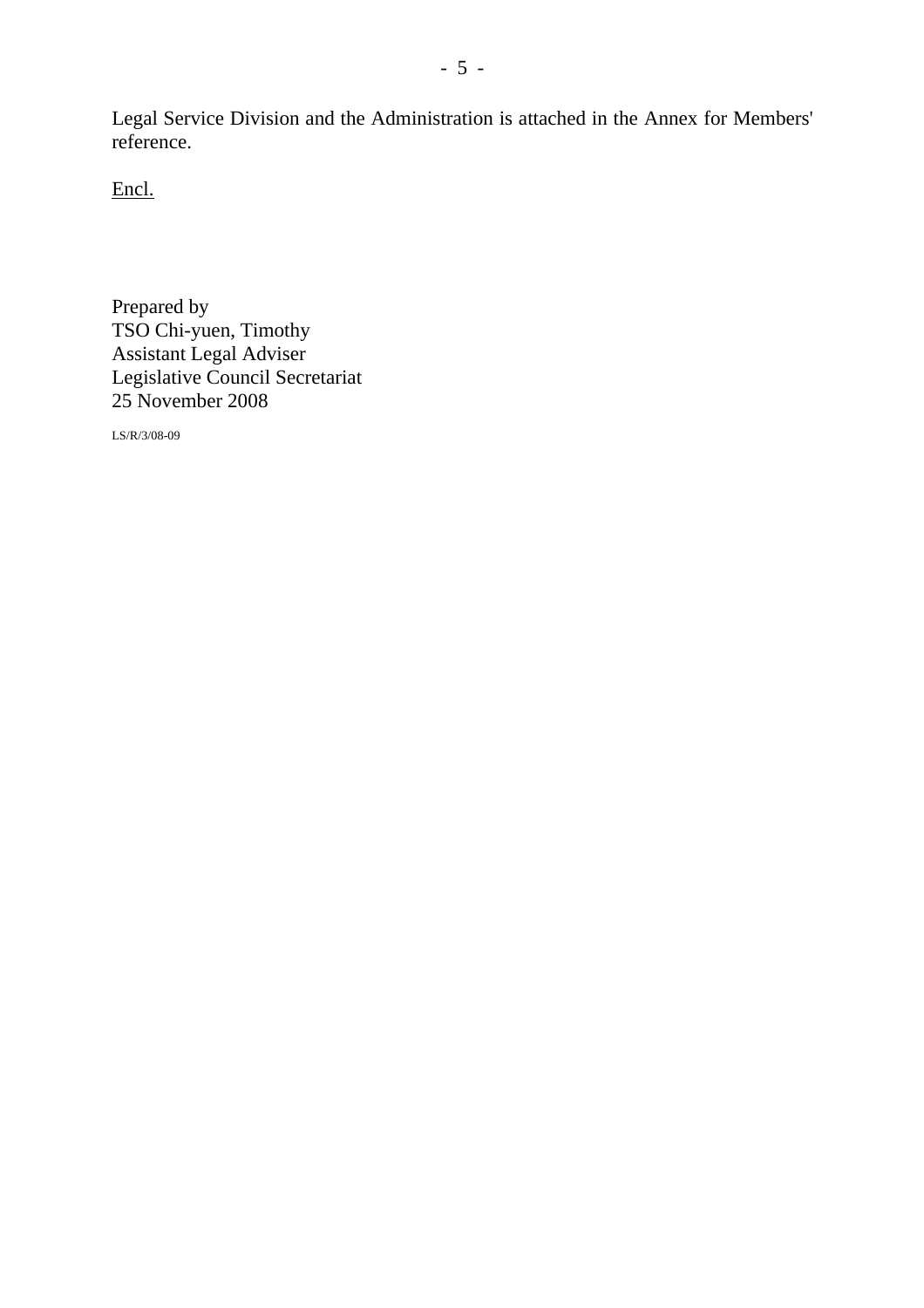Legal Service Division and the Administration is attached in the Annex for Members' reference.

<u>Encl.</u>

Prepared by
TSO Chi-yuen, Timothy
Assistant Legal Adviser
Legislative Council Secretariat
25 November 2008

LS/R/3/08-09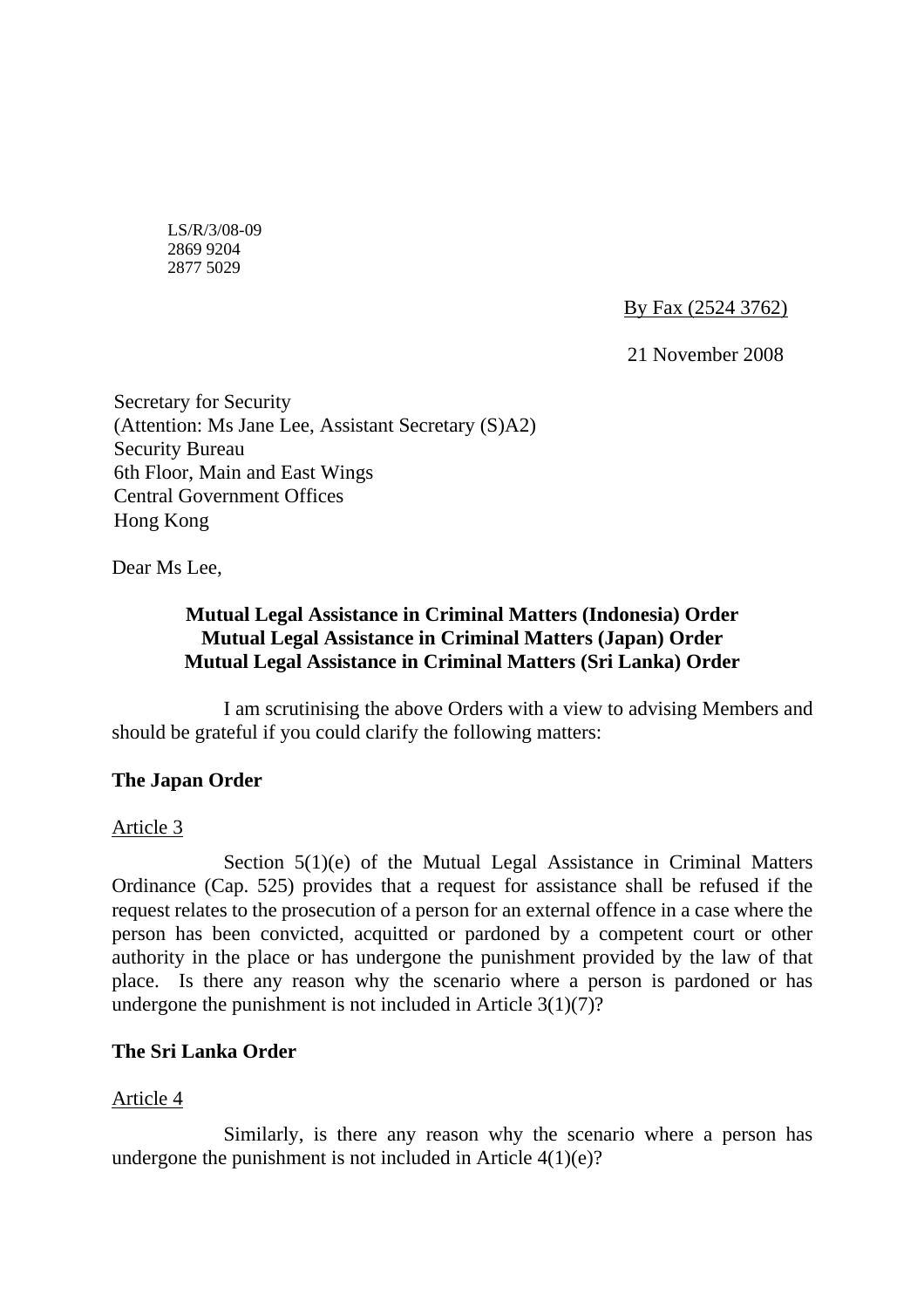LS/R/3/08-09
2869 9204
2877 5029

By Fax (2524 3762)

21 November 2008

Secretary for Security
(Attention: Ms Jane Lee, Assistant Secretary (S)A2)
Security Bureau
6th Floor, Main and East Wings
Central Government Offices
Hong Kong

Dear Ms Lee,

**Mutual Legal Assistance in Criminal Matters (Indonesia) Order**
**Mutual Legal Assistance in Criminal Matters (Japan) Order**
**Mutual Legal Assistance in Criminal Matters (Sri Lanka) Order**

I am scrutinising the above Orders with a view to advising Members and should be grateful if you could clarify the following matters:

**The Japan Order**

Article 3

Section 5(1)(e) of the Mutual Legal Assistance in Criminal Matters Ordinance (Cap. 525) provides that a request for assistance shall be refused if the request relates to the prosecution of a person for an external offence in a case where the person has been convicted, acquitted or pardoned by a competent court or other authority in the place or has undergone the punishment provided by the law of that place. Is there any reason why the scenario where a person is pardoned or has undergone the punishment is not included in Article 3(1)(7)?

**The Sri Lanka Order**

Article 4

Similarly, is there any reason why the scenario where a person has undergone the punishment is not included in Article 4(1)(e)?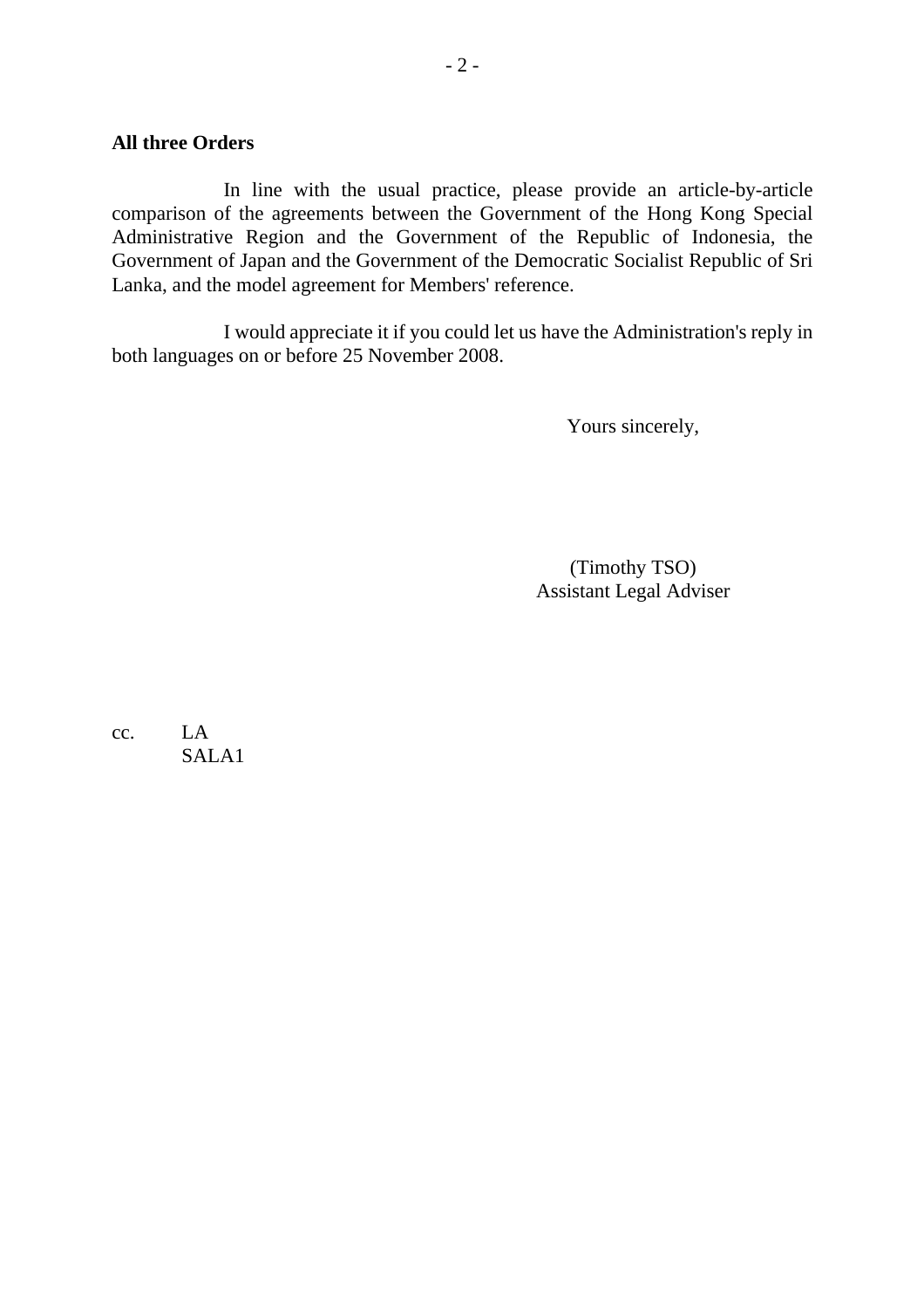**All three Orders**

In line with the usual practice, please provide an article-by-article comparison of the agreements between the Government of the Hong Kong Special Administrative Region and the Government of the Republic of Indonesia, the Government of Japan and the Government of the Democratic Socialist Republic of Sri Lanka, and the model agreement for Members' reference.

I would appreciate it if you could let us have the Administration's reply in both languages on or before 25 November 2008.

Yours sincerely,

(Timothy TSO)
Assistant Legal Adviser

cc. LA
SALA1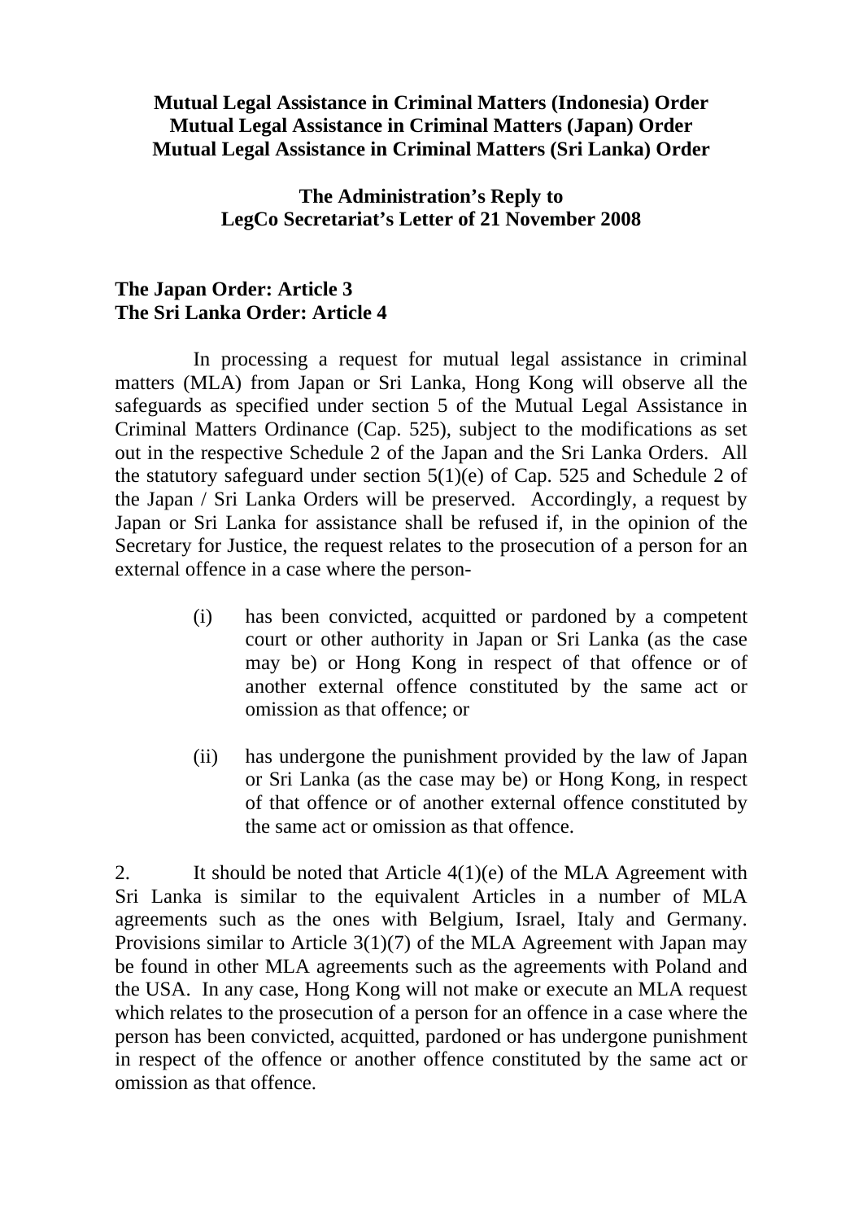**Mutual Legal Assistance in Criminal Matters (Indonesia) Order**
**Mutual Legal Assistance in Criminal Matters (Japan) Order**
**Mutual Legal Assistance in Criminal Matters (Sri Lanka) Order**

**The Administration's Reply to**
**LegCo Secretariat's Letter of 21 November 2008**

## The Japan Order: Article 3
## The Sri Lanka Order: Article 4

In processing a request for mutual legal assistance in criminal matters (MLA) from Japan or Sri Lanka, Hong Kong will observe all the safeguards as specified under section 5 of the Mutual Legal Assistance in Criminal Matters Ordinance (Cap. 525), subject to the modifications as set out in the respective Schedule 2 of the Japan and the Sri Lanka Orders. All the statutory safeguard under section 5(1)(e) of Cap. 525 and Schedule 2 of the Japan / Sri Lanka Orders will be preserved. Accordingly, a request by Japan or Sri Lanka for assistance shall be refused if, in the opinion of the Secretary for Justice, the request relates to the prosecution of a person for an external offence in a case where the person-

(i) has been convicted, acquitted or pardoned by a competent court or other authority in Japan or Sri Lanka (as the case may be) or Hong Kong in respect of that offence or of another external offence constituted by the same act or omission as that offence; or

(ii) has undergone the punishment provided by the law of Japan or Sri Lanka (as the case may be) or Hong Kong, in respect of that offence or of another external offence constituted by the same act or omission as that offence.

2. It should be noted that Article 4(1)(e) of the MLA Agreement with Sri Lanka is similar to the equivalent Articles in a number of MLA agreements such as the ones with Belgium, Israel, Italy and Germany. Provisions similar to Article 3(1)(7) of the MLA Agreement with Japan may be found in other MLA agreements such as the agreements with Poland and the USA. In any case, Hong Kong will not make or execute an MLA request which relates to the prosecution of a person for an offence in a case where the person has been convicted, acquitted, pardoned or has undergone punishment in respect of the offence or another offence constituted by the same act or omission as that offence.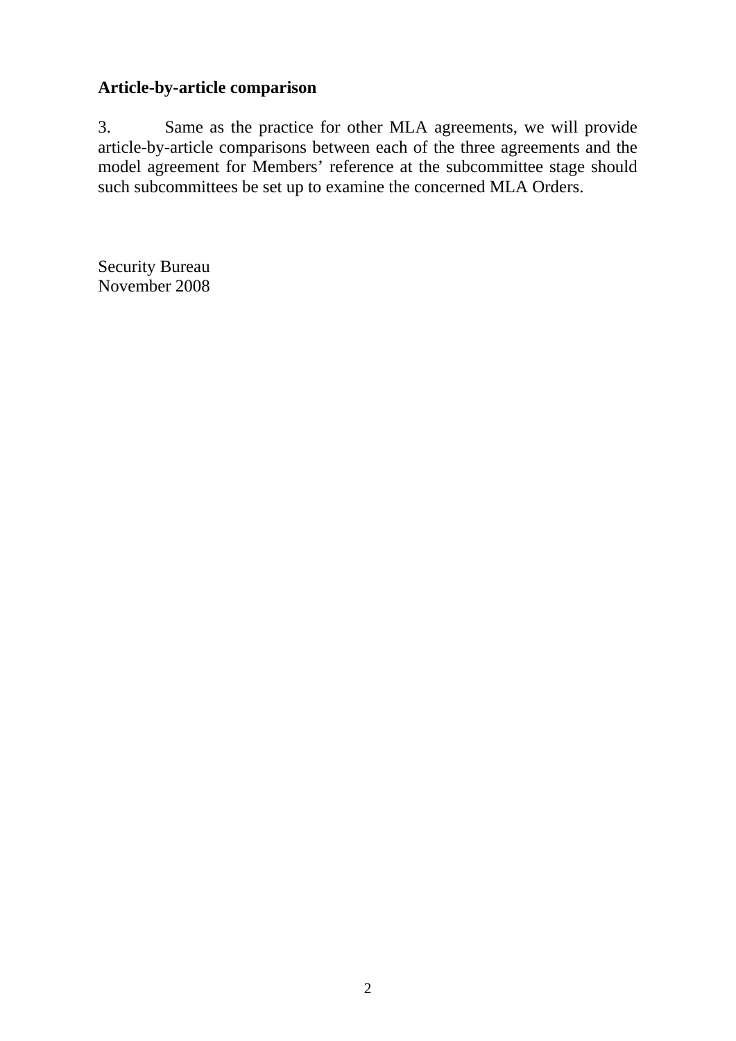**Article-by-article comparison**

3. Same as the practice for other MLA agreements, we will provide article-by-article comparisons between each of the three agreements and the model agreement for Members' reference at the subcommittee stage should such subcommittees be set up to examine the concerned MLA Orders.

Security Bureau
November 2008